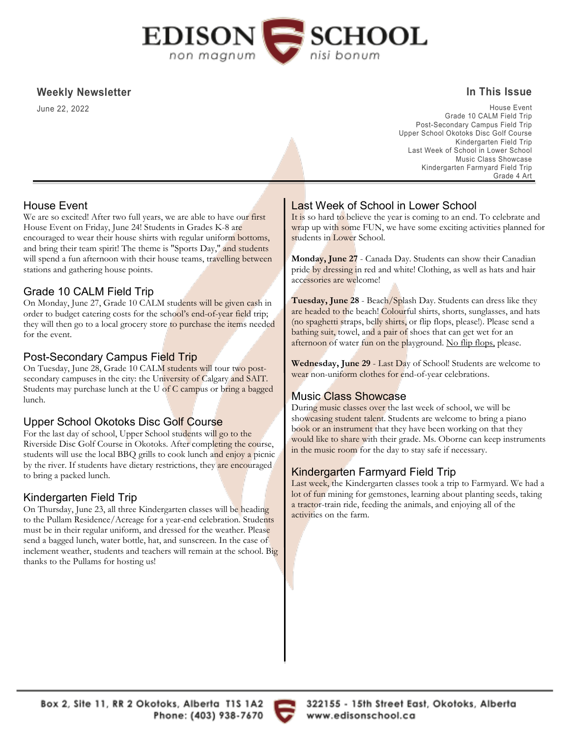# EDISON SCHOOL

*non magnum nisi bonum*

## Weekly Newsletter

June 22, 2022

## In This Issue

- House Event
- Grade 10 CALM Field Trip
- Post-Secondary Campus Field Trip
- Upper School Okotoks Disc Golf Course
- Kindergarten Field Trip
- Last Week of School in Lower School
- Music Class Showcase
- Kindergarten Farmyard Field Trip
- Grade 4 Art

---

### House Event

We are so excited! After two full years, we are able to have our first House Event on Friday, June 24! Students in Grades K-8 are encouraged to wear their house shirts with regular uniform bottoms, and bring their team spirit! The theme is "Sports Day," and students will spend a fun afternoon with their house teams, travelling between stations and gathering house points.

### Grade 10 CALM Field Trip

On Monday, June 27, Grade 10 CALM students will be given cash in order to budget catering costs for the school's end-of-year field trip; they will then go to a local grocery store to purchase the items needed for the event.

### Post-Secondary Campus Field Trip

On Tuesday, June 28, Grade 10 CALM students will tour two post-secondary campuses in the city: the University of Calgary and SAIT. Students may purchase lunch at the U of C campus or bring a bagged lunch.

### Upper School Okotoks Disc Golf Course

For the last day of school, Upper School students will go to the Riverside Disc Golf Course in Okotoks. After completing the course, students will use the local BBQ grills to cook lunch and enjoy a picnic by the river. If students have dietary restrictions, they are encouraged to bring a packed lunch.

### Kindergarten Field Trip

On Thursday, June 23, all three Kindergarten classes will be heading to the Pullam Residence/Acreage for a year-end celebration. Students must be in their regular uniform, and dressed for the weather. Please send a bagged lunch, water bottle, hat, and sunscreen. In the case of inclement weather, students and teachers will remain at the school. Big thanks to the Pullams for hosting us!

### Last Week of School in Lower School

It is so hard to believe the year is coming to an end. To celebrate and wrap up with some FUN, we have some exciting activities planned for students in Lower School.

**Monday, June 27** - Canada Day. Students can show their Canadian pride by dressing in red and white! Clothing, as well as hats and hair accessories are welcome!

**Tuesday, June 28** - Beach/Splash Day. Students can dress like they are headed to the beach! Colourful shirts, shorts, sunglasses, and hats (no spaghetti straps, belly shirts, or flip flops, please!). Please send a bathing suit, towel, and a pair of shoes that can get wet for an afternoon of water fun on the playground. <u>No flip flops,</u> please.

**Wednesday, June 29** - Last Day of School! Students are welcome to wear non-uniform clothes for end-of-year celebrations.

### Music Class Showcase

During music classes over the last week of school, we will be showcasing student talent. Students are welcome to bring a piano book or an instrument that they have been working on that they would like to share with their grade. Ms. Oborne can keep instruments in the music room for the day to stay safe if necessary.

### Kindergarten Farmyard Field Trip

Last week, the Kindergarten classes took a trip to Farmyard. We had a lot of fun mining for gemstones, learning about planting seeds, taking a tractor-train ride, feeding the animals, and enjoying all of the activities on the farm.

---

Box 2, Site 11, RR 2 Okotoks, Alberta T1S 1A2
Phone: (403) 938-7670

322155 - 15th Street East, Okotoks, Alberta
www.edisonschool.ca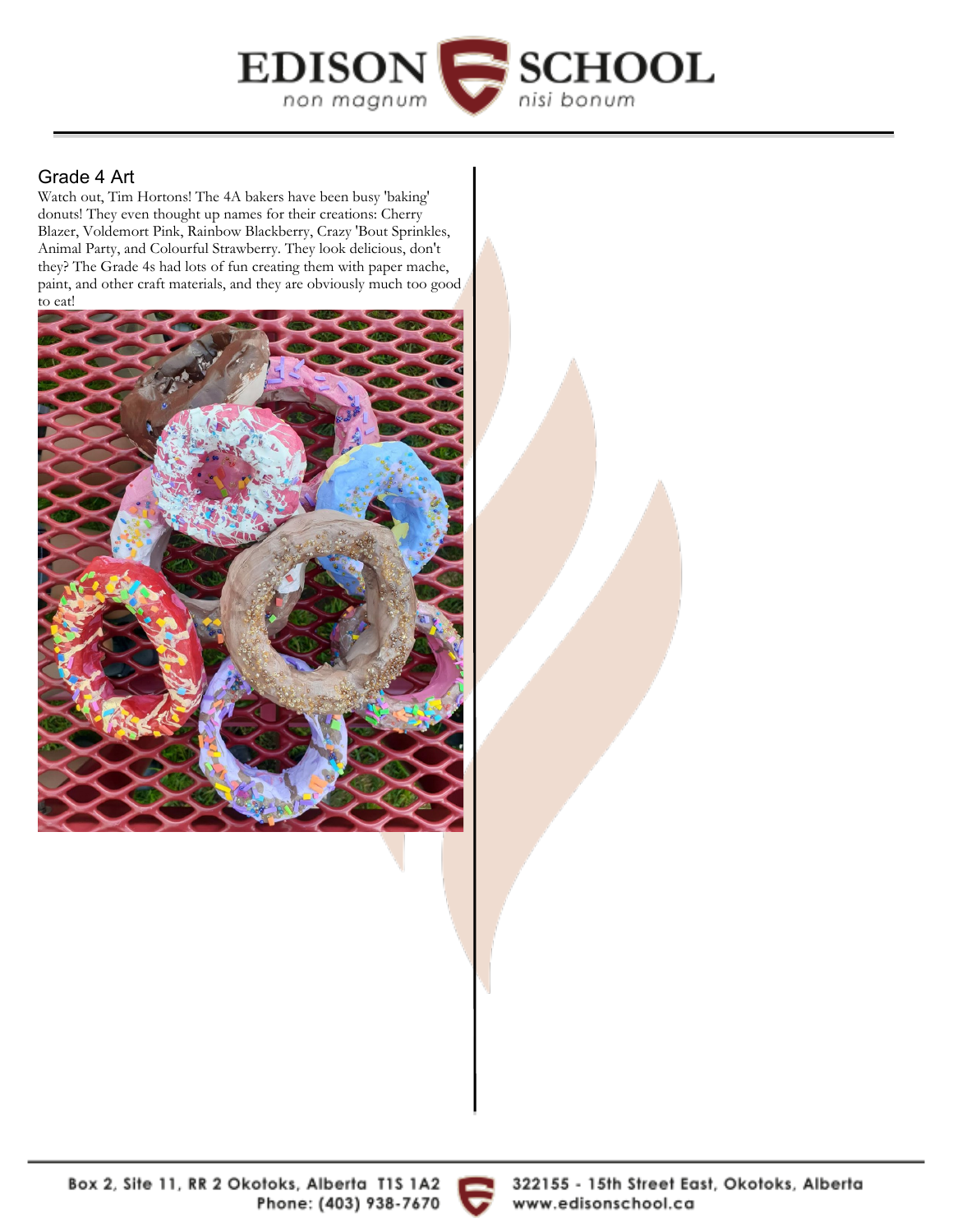## Grade 4 Art

Watch out, Tim Hortons! The 4A bakers have been busy 'baking' donuts! They even thought up names for their creations: Cherry Blazer, Voldemort Pink, Rainbow Blackberry, Crazy 'Bout Sprinkles, Animal Party, and Colourful Strawberry. They look delicious, don't they? The Grade 4s had lots of fun creating them with paper mache, paint, and other craft materials, and they are obviously much too good to eat!